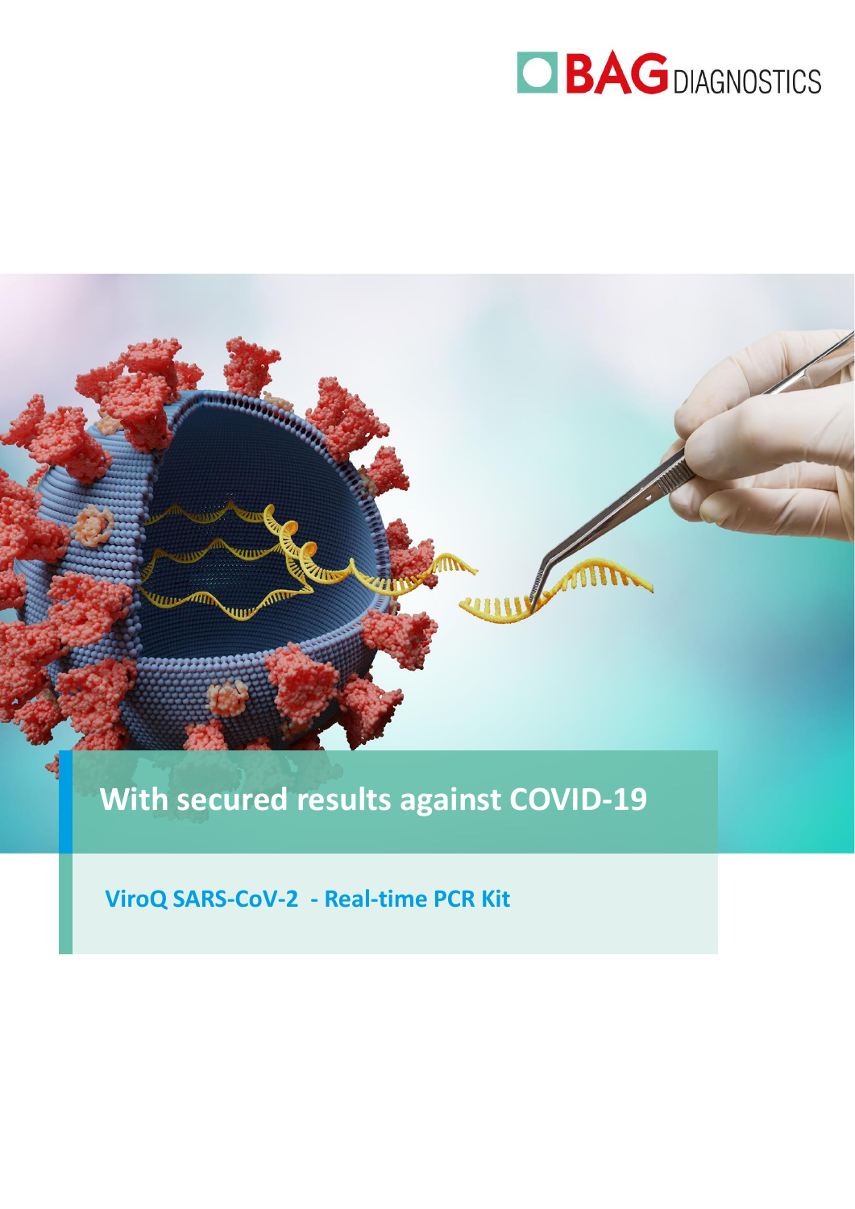BAG DIAGNOSTICS

# With secured results against COVID-19

## ViroQ SARS-CoV-2 - Real-time PCR Kit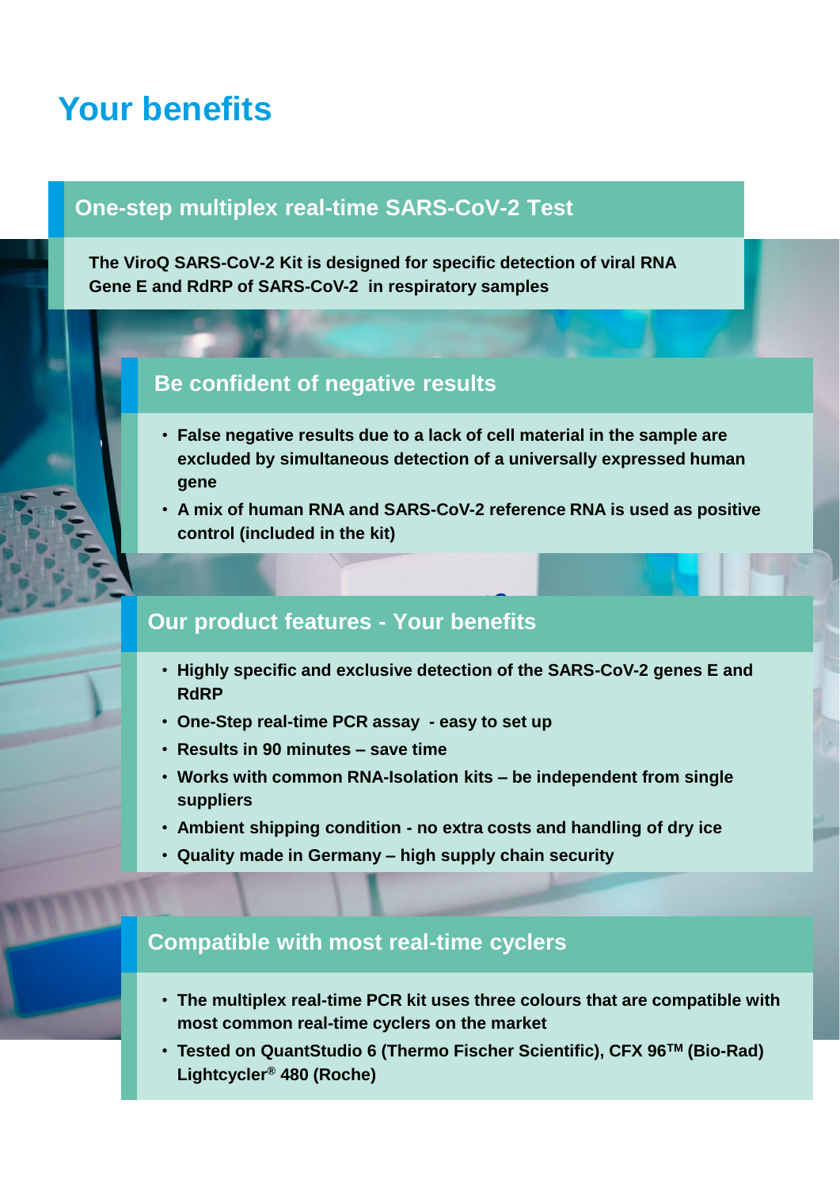# Your benefits

## One-step multiplex real-time SARS-CoV-2 Test

**The ViroQ SARS-CoV-2 Kit is designed for specific detection of viral RNA Gene E and RdRP of SARS-CoV-2 in respiratory samples**

## Be confident of negative results

- **False negative results due to a lack of cell material in the sample are excluded by simultaneous detection of a universally expressed human gene**
- **A mix of human RNA and SARS-CoV-2 reference RNA is used as positive control (included in the kit)**

## Our product features - Your benefits

- **Highly specific and exclusive detection of the SARS-CoV-2 genes E and RdRP**
- **One-Step real-time PCR assay - easy to set up**
- **Results in 90 minutes – save time**
- **Works with common RNA-Isolation kits – be independent from single suppliers**
- **Ambient shipping condition - no extra costs and handling of dry ice**
- **Quality made in Germany – high supply chain security**

## Compatible with most real-time cyclers

- **The multiplex real-time PCR kit uses three colours that are compatible with most common real-time cyclers on the market**
- **Tested on QuantStudio 6 (Thermo Fischer Scientific), CFX 96™ (Bio-Rad) Lightcycler® 480 (Roche)**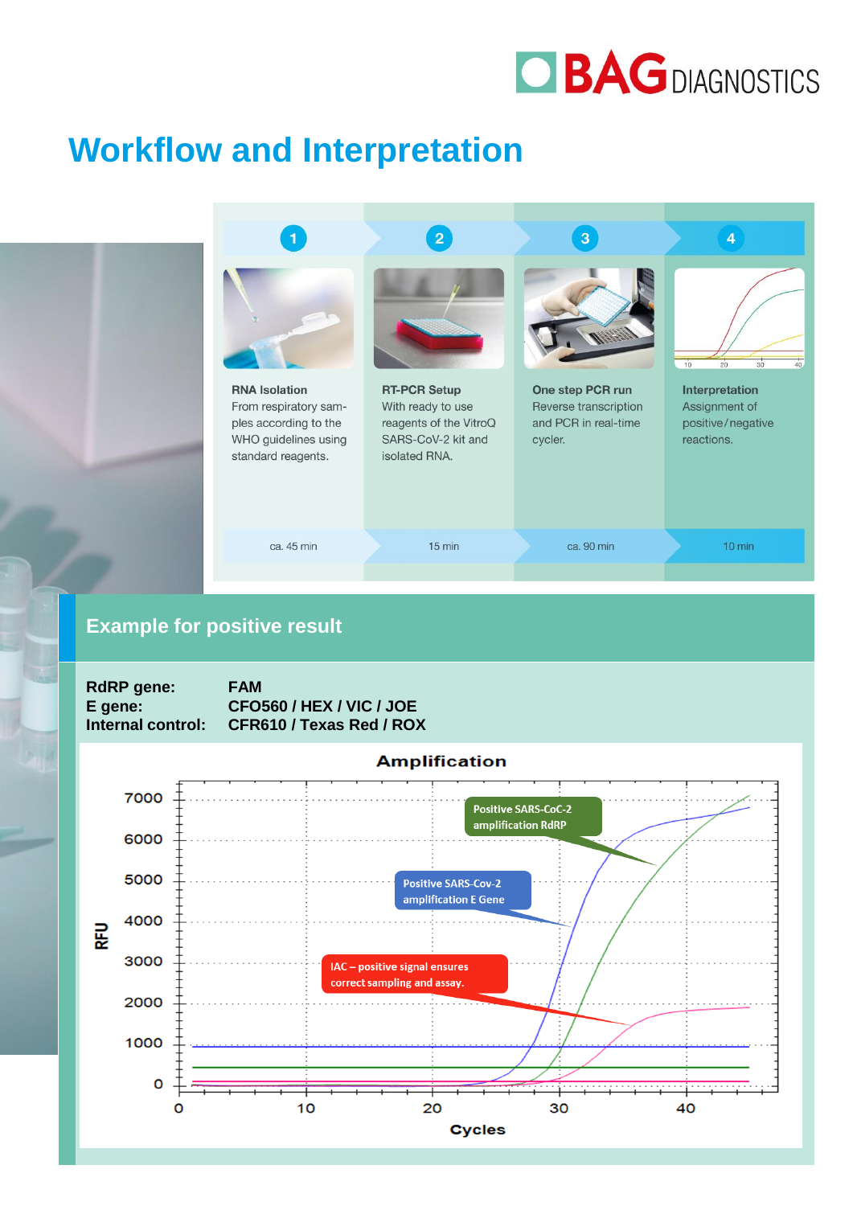# Workflow and Interpretation

| 1 | 2 | 3 | 4 |
|---|---|---|---|
| **RNA Isolation** From respiratory samples according to the WHO guidelines using standard reagents. | **RT-PCR Setup** With ready to use reagents of the VitroQ SARS-CoV-2 kit and isolated RNA. | **One step PCR run** Reverse transcription and PCR in real-time cycler. | **Interpretation** Assignment of positive/negative reactions. |
| ca. 45 min | 15 min | ca. 90 min | 10 min |

## Example for positive result

**RdRP gene:** **FAM**
**E gene:** **CFO560 / HEX / VIC / JOE**
**Internal control:** **CFR610 / Texas Red / ROX**

**Amplification**

- Positive SARS-CoC-2 amplification RdRP
- Positive SARS-Cov-2 amplification E Gene
- IAC – positive signal ensures correct sampling and assay.

RFU (0–7000) vs. Cycles (0–40)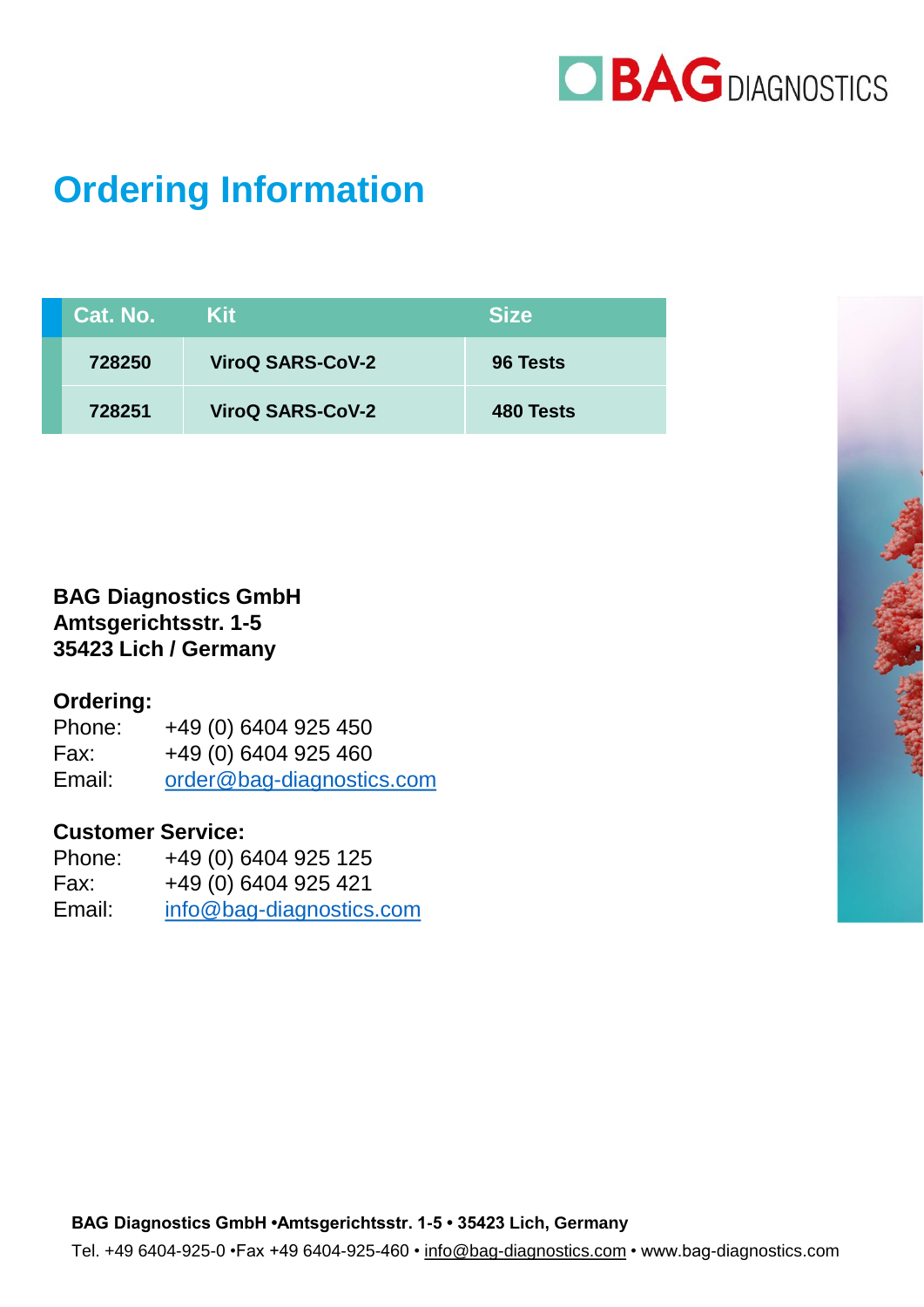# Ordering Information

| Cat. No. | Kit | Size |
| --- | --- | --- |
| 728250 | ViroQ SARS-CoV-2 | 96 Tests |
| 728251 | ViroQ SARS-CoV-2 | 480 Tests |

**BAG Diagnostics GmbH**
**Amtsgerichtsstr. 1-5**
**35423 Lich / Germany**

**Ordering:**

Phone: +49 (0) 6404 925 450
Fax: +49 (0) 6404 925 460
Email: order@bag-diagnostics.com

**Customer Service:**

Phone: +49 (0) 6404 925 125
Fax: +49 (0) 6404 925 421
Email: info@bag-diagnostics.com

**BAG Diagnostics GmbH •Amtsgerichtsstr. 1-5 • 35423 Lich, Germany**

Tel. +49 6404-925-0 •Fax +49 6404-925-460 • info@bag-diagnostics.com • www.bag-diagnostics.com